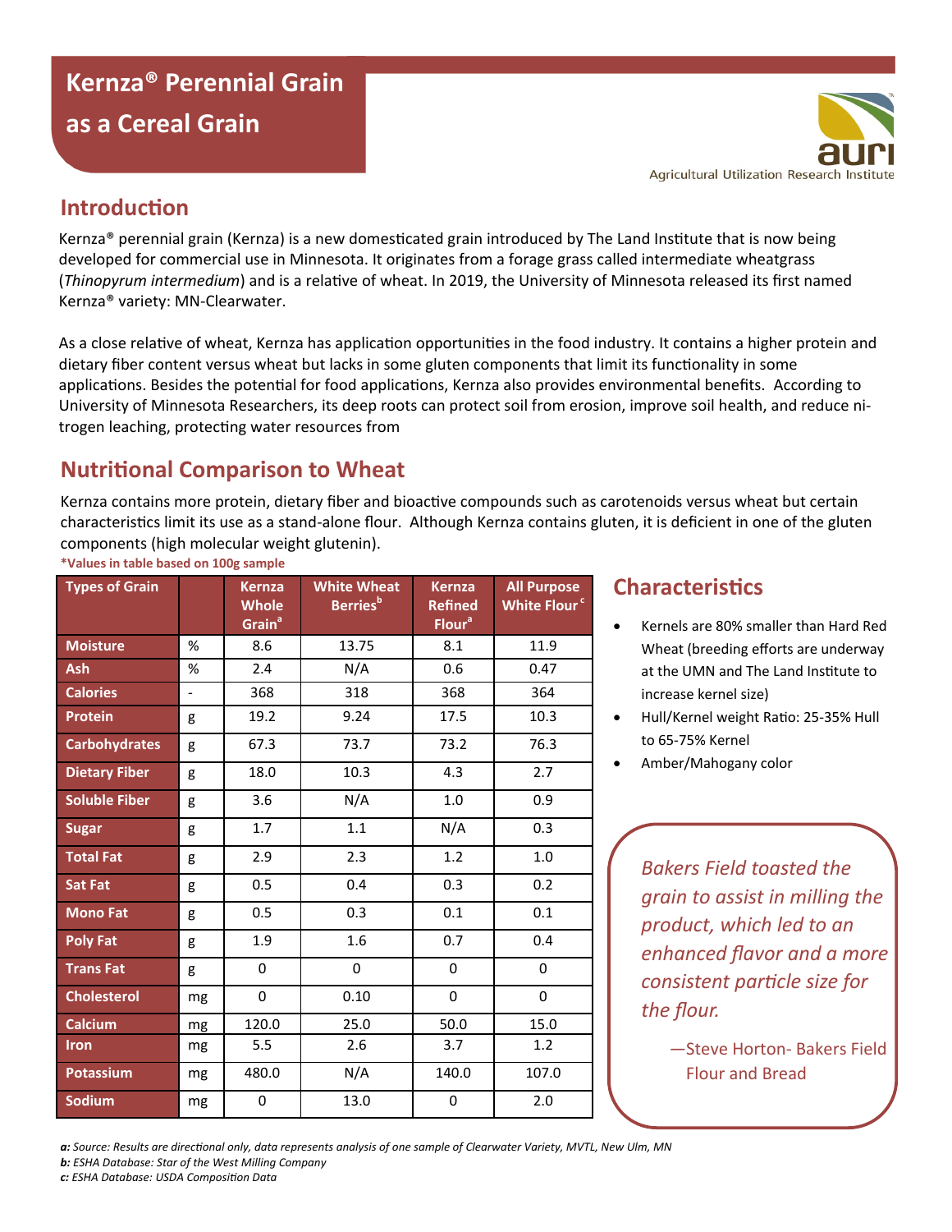# Kernza® Perennial Grain as a Cereal Grain

Agricultural Utilization Research Institute

## Introduction

Kernza® perennial grain (Kernza) is a new domesticated grain introduced by The Land Institute that is now being developed for commercial use in Minnesota. It originates from a forage grass called intermediate wheatgrass (*Thinopyrum intermedium*) and is a relative of wheat. In 2019, the University of Minnesota released its first named Kernza® variety: MN-Clearwater.

As a close relative of wheat, Kernza has application opportunities in the food industry. It contains a higher protein and dietary fiber content versus wheat but lacks in some gluten components that limit its functionality in some applications. Besides the potential for food applications, Kernza also provides environmental benefits. According to University of Minnesota Researchers, its deep roots can protect soil from erosion, improve soil health, and reduce nitrogen leaching, protecting water resources from

## Nutritional Comparison to Wheat

Kernza contains more protein, dietary fiber and bioactive compounds such as carotenoids versus wheat but certain characteristics limit its use as a stand-alone flour. Although Kernza contains gluten, it is deficient in one of the gluten components (high molecular weight glutenin).

**\*Values in table based on 100g sample**

| Types of Grain | | Kernza Whole Grain[a] | White Wheat Berries[b] | Kernza Refined Flour[a] | All Purpose White Flour[c] |
|---|---|---|---|---|---|
| Moisture | % | 8.6 | 13.75 | 8.1 | 11.9 |
| Ash | % | 2.4 | N/A | 0.6 | 0.47 |
| Calories | - | 368 | 318 | 368 | 364 |
| Protein | g | 19.2 | 9.24 | 17.5 | 10.3 |
| Carbohydrates | g | 67.3 | 73.7 | 73.2 | 76.3 |
| Dietary Fiber | g | 18.0 | 10.3 | 4.3 | 2.7 |
| Soluble Fiber | g | 3.6 | N/A | 1.0 | 0.9 |
| Sugar | g | 1.7 | 1.1 | N/A | 0.3 |
| Total Fat | g | 2.9 | 2.3 | 1.2 | 1.0 |
| Sat Fat | g | 0.5 | 0.4 | 0.3 | 0.2 |
| Mono Fat | g | 0.5 | 0.3 | 0.1 | 0.1 |
| Poly Fat | g | 1.9 | 1.6 | 0.7 | 0.4 |
| Trans Fat | g | 0 | 0 | 0 | 0 |
| Cholesterol | mg | 0 | 0.10 | 0 | 0 |
| Calcium | mg | 120.0 | 25.0 | 50.0 | 15.0 |
| Iron | mg | 5.5 | 2.6 | 3.7 | 1.2 |
| Potassium | mg | 480.0 | N/A | 140.0 | 107.0 |
| Sodium | mg | 0 | 13.0 | 0 | 2.0 |

*a: Source: Results are directional only, data represents analysis of one sample of Clearwater Variety, MVTL, New Ulm, MN*
*b: ESHA Database: Star of the West Milling Company*
*c: ESHA Database: USDA Composition Data*

## Characteristics

- Kernels are 80% smaller than Hard Red Wheat (breeding efforts are underway at the UMN and The Land Institute to increase kernel size)
- Hull/Kernel weight Ratio: 25-35% Hull to 65-75% Kernel
- Amber/Mahogany color

> *Bakers Field toasted the grain to assist in milling the product, which led to an enhanced flavor and a more consistent particle size for the flour.*
>
> —Steve Horton- Bakers Field Flour and Bread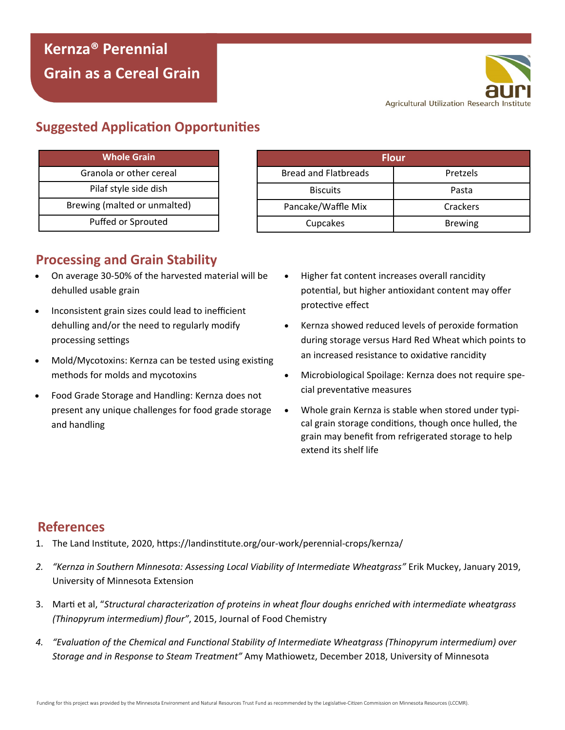# Kernza® Perennial Grain as a Cereal Grain

Agricultural Utilization Research Institute

## Suggested Application Opportunities

| Whole Grain |
|---|
| Granola or other cereal |
| Pilaf style side dish |
| Brewing (malted or unmalted) |
| Puffed or Sprouted |

| Flour | |
|---|---|
| Bread and Flatbreads | Pretzels |
| Biscuits | Pasta |
| Pancake/Waffle Mix | Crackers |
| Cupcakes | Brewing |

## Processing and Grain Stability

- On average 30-50% of the harvested material will be dehulled usable grain
- Inconsistent grain sizes could lead to inefficient dehulling and/or the need to regularly modify processing settings
- Mold/Mycotoxins: Kernza can be tested using existing methods for molds and mycotoxins
- Food Grade Storage and Handling: Kernza does not present any unique challenges for food grade storage and handling
- Higher fat content increases overall rancidity potential, but higher antioxidant content may offer protective effect
- Kernza showed reduced levels of peroxide formation during storage versus Hard Red Wheat which points to an increased resistance to oxidative rancidity
- Microbiological Spoilage: Kernza does not require special preventative measures
- Whole grain Kernza is stable when stored under typical grain storage conditions, though once hulled, the grain may benefit from refrigerated storage to help extend its shelf life

## References

1. The Land Institute, 2020, https://landinstitute.org/our-work/perennial-crops/kernza/
2. *"Kernza in Southern Minnesota: Assessing Local Viability of Intermediate Wheatgrass"* Erik Muckey, January 2019, University of Minnesota Extension
3. Marti et al, "*Structural characterization of proteins in wheat flour doughs enriched with intermediate wheatgrass (Thinopyrum intermedium) flour"*, 2015, Journal of Food Chemistry
4. *"Evaluation of the Chemical and Functional Stability of Intermediate Wheatgrass (Thinopyrum intermedium) over Storage and in Response to Steam Treatment"* Amy Mathiowetz, December 2018, University of Minnesota

Funding for this project was provided by the Minnesota Environment and Natural Resources Trust Fund as recommended by the Legislative-Citizen Commission on Minnesota Resources (LCCMR).